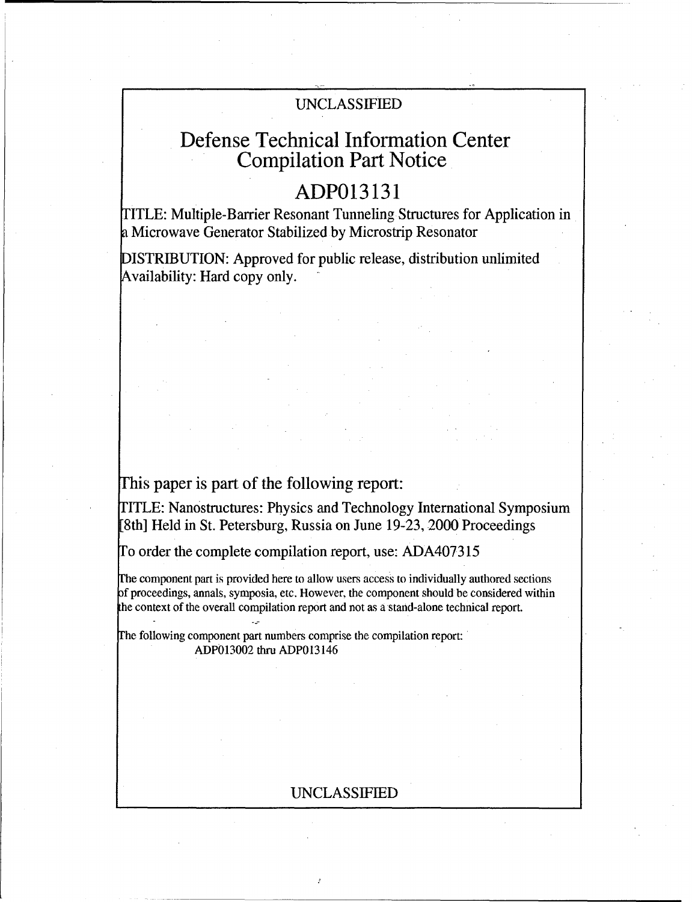UNCLASSIFIED

# Defense Technical Information Center Compilation Part Notice

## ADP013131

TITLE: Multiple-Barrier Resonant Tunneling Structures for Application in a Microwave Generator Stabilized by Microstrip Resonator

DISTRIBUTION: Approved for public release, distribution unlimited
Availability: Hard copy only.

## This paper is part of the following report:

TITLE: Nanostructures: Physics and Technology International Symposium [8th] Held in St. Petersburg, Russia on June 19-23, 2000 Proceedings

To order the complete compilation report, use: ADA407315

The component part is provided here to allow users access to individually authored sections of proceedings, annals, symposia, etc. However, the component should be considered within the context of the overall compilation report and not as a stand-alone technical report.

The following component part numbers comprise the compilation report:
ADP013002 thru ADP013146

UNCLASSIFIED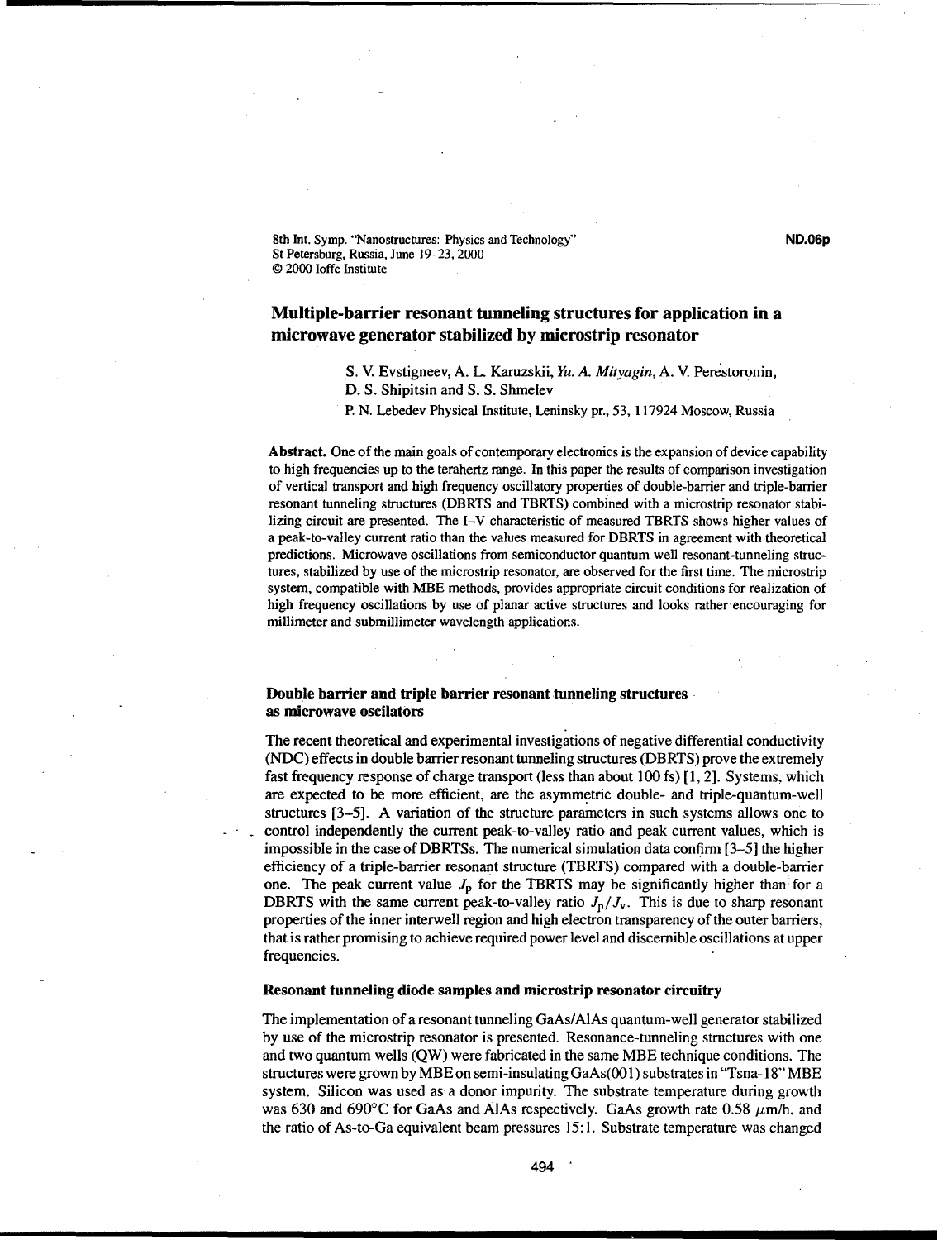# Multiple-barrier resonant tunneling structures for application in a microwave generator stabilized by microstrip resonator

S. V. Evstigneev, A. L. Karuzskii, *Yu. A. Mityagin*, A. V. Perestoronin, D. S. Shipitsin and S. S. Shmelev

P. N. Lebedev Physical Institute, Leninsky pr., 53, 117924 Moscow, Russia

**Abstract.** One of the main goals of contemporary electronics is the expansion of device capability to high frequencies up to the terahertz range. In this paper the results of comparison investigation of vertical transport and high frequency oscillatory properties of double-barrier and triple-barrier resonant tunneling structures (DBRTS and TBRTS) combined with a microstrip resonator stabilizing circuit are presented. The I–V characteristic of measured TBRTS shows higher values of a peak-to-valley current ratio than the values measured for DBRTS in agreement with theoretical predictions. Microwave oscillations from semiconductor quantum well resonant-tunneling structures, stabilized by use of the microstrip resonator, are observed for the first time. The microstrip system, compatible with MBE methods, provides appropriate circuit conditions for realization of high frequency oscillations by use of planar active structures and looks rather encouraging for millimeter and submillimeter wavelength applications.

## Double barrier and triple barrier resonant tunneling structures as microwave oscilators

The recent theoretical and experimental investigations of negative differential conductivity (NDC) effects in double barrier resonant tunneling structures (DBRTS) prove the extremely fast frequency response of charge transport (less than about 100 fs) [1, 2]. Systems, which are expected to be more efficient, are the asymmetric double- and triple-quantum-well structures [3–5]. A variation of the structure parameters in such systems allows one to control independently the current peak-to-valley ratio and peak current values, which is impossible in the case of DBRTSs. The numerical simulation data confirm [3–5] the higher efficiency of a triple-barrier resonant structure (TBRTS) compared with a double-barrier one. The peak current value $J_p$ for the TBRTS may be significantly higher than for a DBRTS with the same current peak-to-valley ratio $J_p/J_v$. This is due to sharp resonant properties of the inner interwell region and high electron transparency of the outer barriers, that is rather promising to achieve required power level and discernible oscillations at upper frequencies.

## Resonant tunneling diode samples and microstrip resonator circuitry

The implementation of a resonant tunneling GaAs/AlAs quantum-well generator stabilized by use of the microstrip resonator is presented. Resonance-tunneling structures with one and two quantum wells (QW) were fabricated in the same MBE technique conditions. The structures were grown by MBE on semi-insulating GaAs(001) substrates in "Tsna-18" MBE system. Silicon was used as a donor impurity. The substrate temperature during growth was 630 and 690°C for GaAs and AlAs respectively. GaAs growth rate 0.58 $\mu$m/h, and the ratio of As-to-Ga equivalent beam pressures 15:1. Substrate temperature was changed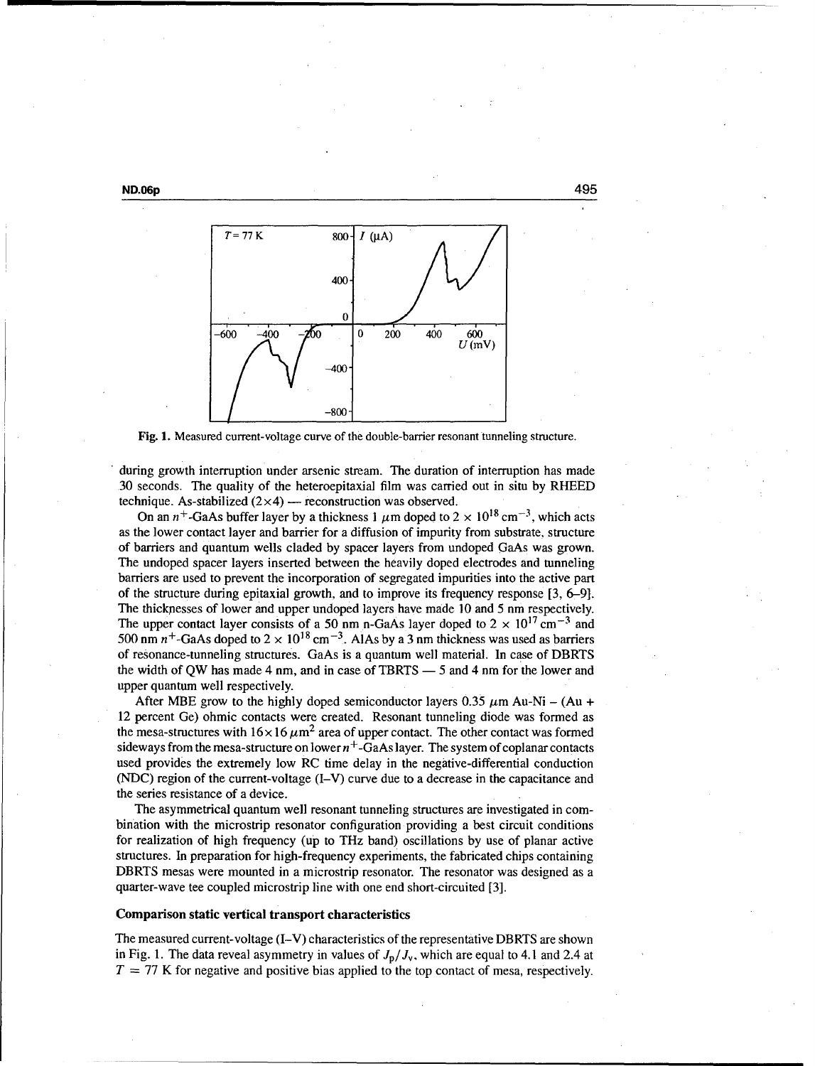Fig. 1. Measured current-voltage curve of the double-barrier resonant tunneling structure.

during growth interruption under arsenic stream. The duration of interruption has made 30 seconds. The quality of the heteroepitaxial film was carried out in situ by RHEED technique. As-stabilized (2×4) — reconstruction was observed.

On an $n^+$-GaAs buffer layer by a thickness 1 $\mu$m doped to $2 \times 10^{18}$ cm$^{-3}$, which acts as the lower contact layer and barrier for a diffusion of impurity from substrate, structure of barriers and quantum wells claded by spacer layers from undoped GaAs was grown. The undoped spacer layers inserted between the heavily doped electrodes and tunneling barriers are used to prevent the incorporation of segregated impurities into the active part of the structure during epitaxial growth, and to improve its frequency response [3, 6–9]. The thicknesses of lower and upper undoped layers have made 10 and 5 nm respectively. The upper contact layer consists of a 50 nm n-GaAs layer doped to $2 \times 10^{17}$ cm$^{-3}$ and 500 nm $n^+$-GaAs doped to $2 \times 10^{18}$ cm$^{-3}$. AlAs by a 3 nm thickness was used as barriers of resonance-tunneling structures. GaAs is a quantum well material. In case of DBRTS the width of QW has made 4 nm, and in case of TBRTS — 5 and 4 nm for the lower and upper quantum well respectively.

After MBE grow to the highly doped semiconductor layers 0.35 $\mu$m Au-Ni – (Au + 12 percent Ge) ohmic contacts were created. Resonant tunneling diode was formed as the mesa-structures with $16 \times 16$ $\mu$m$^2$ area of upper contact. The other contact was formed sideways from the mesa-structure on lower $n^+$-GaAs layer. The system of coplanar contacts used provides the extremely low RC time delay in the negative-differential conduction (NDC) region of the current-voltage (I–V) curve due to a decrease in the capacitance and the series resistance of a device.

The asymmetrical quantum well resonant tunneling structures are investigated in combination with the microstrip resonator configuration providing a best circuit conditions for realization of high frequency (up to THz band) oscillations by use of planar active structures. In preparation for high-frequency experiments, the fabricated chips containing DBRTS mesas were mounted in a microstrip resonator. The resonator was designed as a quarter-wave tee coupled microstrip line with one end short-circuited [3].

### Comparison static vertical transport characteristics

The measured current-voltage (I–V) characteristics of the representative DBRTS are shown in Fig. 1. The data reveal asymmetry in values of $J_p/J_v$, which are equal to 4.1 and 2.4 at $T = 77$ K for negative and positive bias applied to the top contact of mesa, respectively.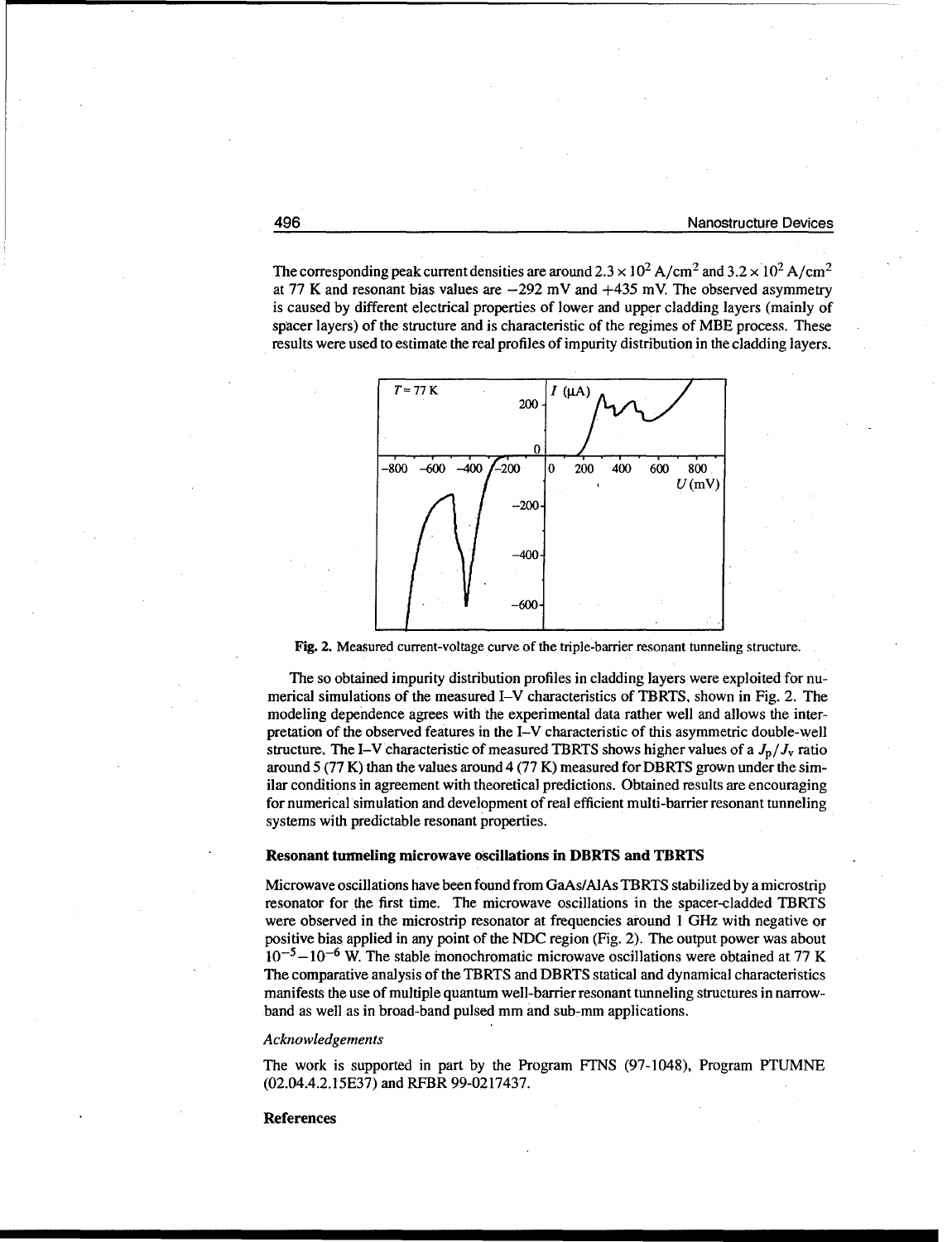The corresponding peak current densities are around $2.3 \times 10^2$ A/cm$^2$ and $3.2 \times 10^2$ A/cm$^2$ at 77 K and resonant bias values are $-292$ mV and $+435$ mV. The observed asymmetry is caused by different electrical properties of lower and upper cladding layers (mainly of spacer layers) of the structure and is characteristic of the regimes of MBE process. These results were used to estimate the real profiles of impurity distribution in the cladding layers.

**Fig. 2.** Measured current-voltage curve of the triple-barrier resonant tunneling structure.

The so obtained impurity distribution profiles in cladding layers were exploited for numerical simulations of the measured I–V characteristics of TBRTS, shown in Fig. 2. The modeling dependence agrees with the experimental data rather well and allows the interpretation of the observed features in the I–V characteristic of this asymmetric double-well structure. The I–V characteristic of measured TBRTS shows higher values of a $J_p/J_v$ ratio around 5 (77 K) than the values around 4 (77 K) measured for DBRTS grown under the similar conditions in agreement with theoretical predictions. Obtained results are encouraging for numerical simulation and development of real efficient multi-barrier resonant tunneling systems with predictable resonant properties.

### Resonant tunneling microwave oscillations in DBRTS and TBRTS

Microwave oscillations have been found from GaAs/AlAs TBRTS stabilized by a microstrip resonator for the first time. The microwave oscillations in the spacer-cladded TBRTS were observed in the microstrip resonator at frequencies around 1 GHz with negative or positive bias applied in any point of the NDC region (Fig. 2). The output power was about $10^{-5}$–$10^{-6}$ W. The stable monochromatic microwave oscillations were obtained at 77 K The comparative analysis of the TBRTS and DBRTS statical and dynamical characteristics manifests the use of multiple quantum well-barrier resonant tunneling structures in narrow-band as well as in broad-band pulsed mm and sub-mm applications.

*Acknowledgements*

The work is supported in part by the Program FTNS (97-1048), Program PTUMNE (02.04.4.2.15E37) and RFBR 99-0217437.

### References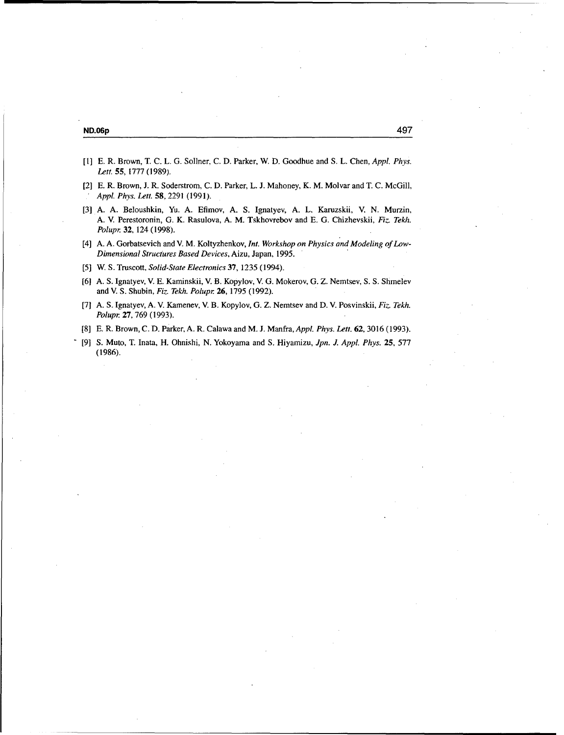[1] E. R. Brown, T. C. L. G. Sollner, C. D. Parker, W. D. Goodhue and S. L. Chen, *Appl. Phys. Lett.* **55**, 1777 (1989).

[2] E. R. Brown, J. R. Soderstrom, C. D. Parker, L. J. Mahoney, K. M. Molvar and T. C. McGill, *Appl. Phys. Lett.* **58**, 2291 (1991).

[3] A. A. Beloushkin, Yu. A. Efimov, A. S. Ignatyev, A. L. Karuzskii, V. N. Murzin, A. V. Perestoronin, G. K. Rasulova, A. M. Tskhovrebov and E. G. Chizhevskii, *Fiz. Tekh. Polupr.* **32**, 124 (1998).

[4] A. A. Gorbatsevich and V. M. Koltyzhenkov, *Int. Workshop on Physics and Modeling of Low-Dimensional Structures Based Devices*, Aizu, Japan, 1995.

[5] W. S. Truscott, *Solid-State Electronics* **37**, 1235 (1994).

[6] A. S. Ignatyev, V. E. Kaminskii, V. B. Kopylov, V. G. Mokerov, G. Z. Nemtsev, S. S. Shmelev and V. S. Shubin, *Fiz. Tekh. Polupr.* **26**, 1795 (1992).

[7] A. S. Ignatyev, A. V. Kamenev, V. B. Kopylov, G. Z. Nemtsev and D. V. Posvinskii, *Fiz. Tekh. Polupr.* **27**, 769 (1993).

[8] E. R. Brown, C. D. Parker, A. R. Calawa and M. J. Manfra, *Appl. Phys. Lett.* **62**, 3016 (1993).

[9] S. Muto, T. Inata, H. Ohnishi, N. Yokoyama and S. Hiyamizu, *Jpn. J. Appl. Phys.* **25**, 577 (1986).